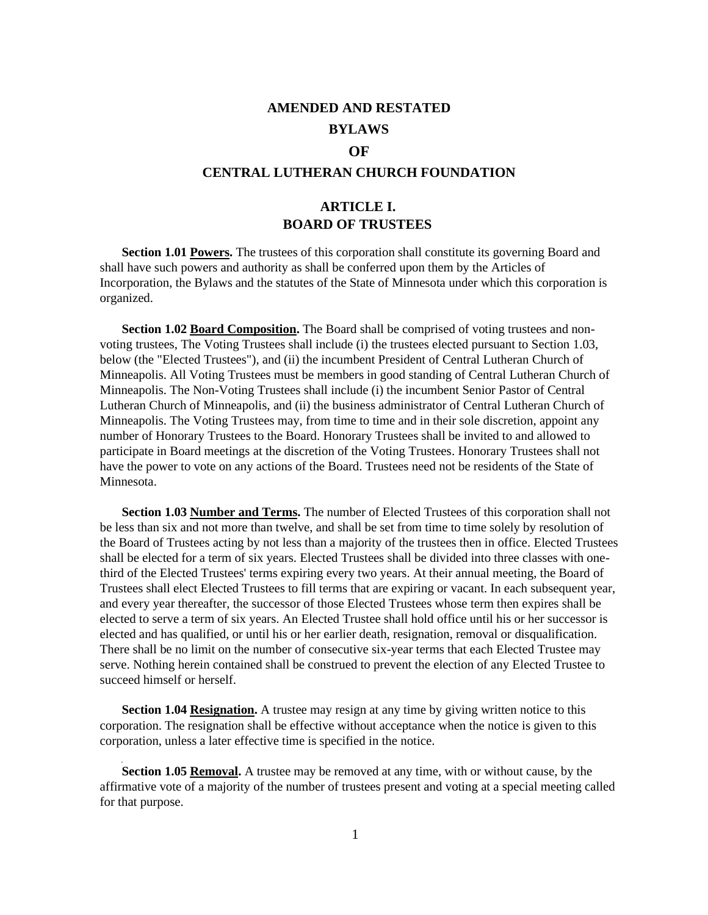# AMENDED AND RESTATED BYLAWS OF CENTRAL LUTHERAN CHURCH FOUNDATION

## ARTICLE I. BOARD OF TRUSTEES

**Section 1.01 Powers.** The trustees of this corporation shall constitute its governing Board and shall have such powers and authority as shall be conferred upon them by the Articles of Incorporation, the Bylaws and the statutes of the State of Minnesota under which this corporation is organized.

**Section 1.02 Board Composition.** The Board shall be comprised of voting trustees and non-voting trustees, The Voting Trustees shall include (i) the trustees elected pursuant to Section 1.03, below (the "Elected Trustees"), and (ii) the incumbent President of Central Lutheran Church of Minneapolis. All Voting Trustees must be members in good standing of Central Lutheran Church of Minneapolis. The Non-Voting Trustees shall include (i) the incumbent Senior Pastor of Central Lutheran Church of Minneapolis, and (ii) the business administrator of Central Lutheran Church of Minneapolis. The Voting Trustees may, from time to time and in their sole discretion, appoint any number of Honorary Trustees to the Board. Honorary Trustees shall be invited to and allowed to participate in Board meetings at the discretion of the Voting Trustees. Honorary Trustees shall not have the power to vote on any actions of the Board. Trustees need not be residents of the State of Minnesota.

**Section 1.03 Number and Terms.** The number of Elected Trustees of this corporation shall not be less than six and not more than twelve, and shall be set from time to time solely by resolution of the Board of Trustees acting by not less than a majority of the trustees then in office. Elected Trustees shall be elected for a term of six years. Elected Trustees shall be divided into three classes with one-third of the Elected Trustees' terms expiring every two years. At their annual meeting, the Board of Trustees shall elect Elected Trustees to fill terms that are expiring or vacant. In each subsequent year, and every year thereafter, the successor of those Elected Trustees whose term then expires shall be elected to serve a term of six years. An Elected Trustee shall hold office until his or her successor is elected and has qualified, or until his or her earlier death, resignation, removal or disqualification. There shall be no limit on the number of consecutive six-year terms that each Elected Trustee may serve. Nothing herein contained shall be construed to prevent the election of any Elected Trustee to succeed himself or herself.

**Section 1.04 Resignation.** A trustee may resign at any time by giving written notice to this corporation. The resignation shall be effective without acceptance when the notice is given to this corporation, unless a later effective time is specified in the notice.

**Section 1.05 Removal.** A trustee may be removed at any time, with or without cause, by the affirmative vote of a majority of the number of trustees present and voting at a special meeting called for that purpose.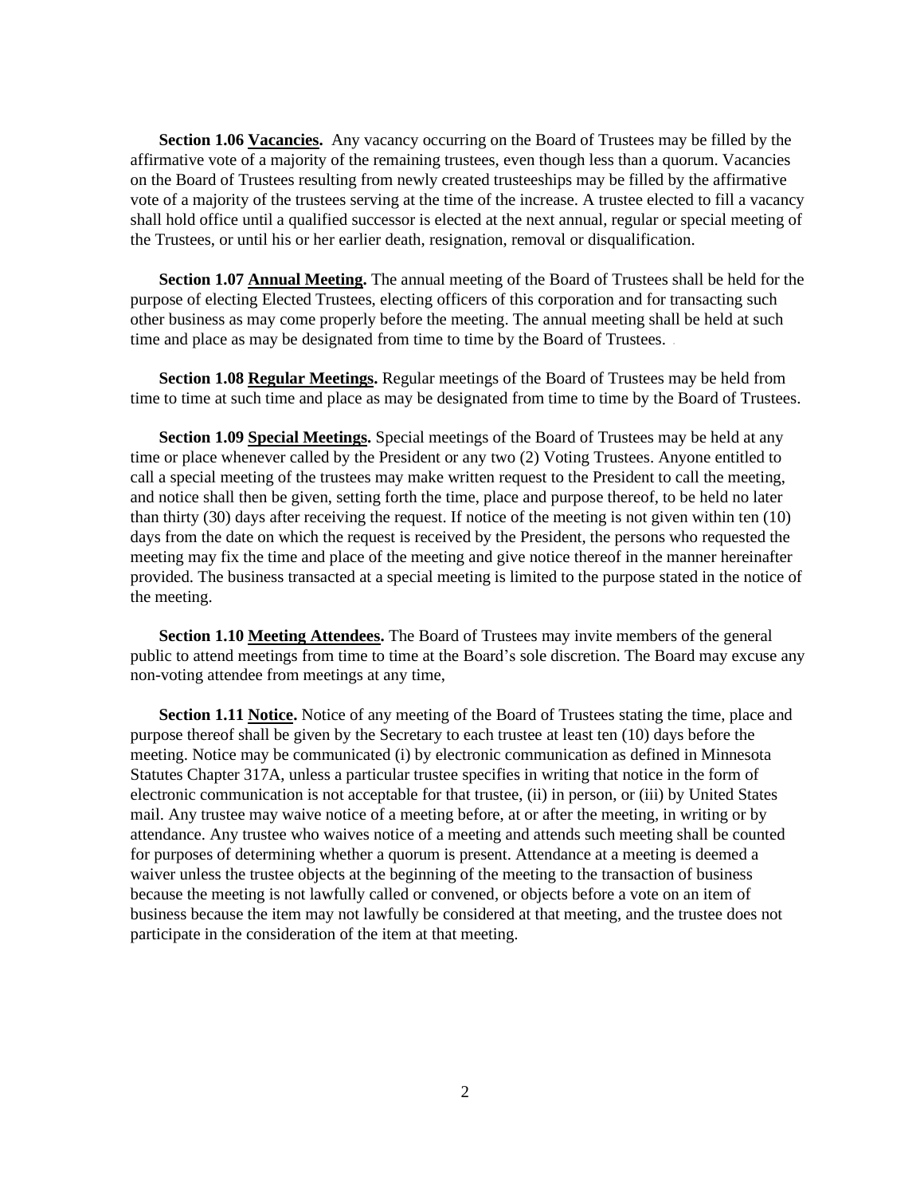**Section 1.06 <u>Vacancies</u>.** Any vacancy occurring on the Board of Trustees may be filled by the affirmative vote of a majority of the remaining trustees, even though less than a quorum. Vacancies on the Board of Trustees resulting from newly created trusteeships may be filled by the affirmative vote of a majority of the trustees serving at the time of the increase. A trustee elected to fill a vacancy shall hold office until a qualified successor is elected at the next annual, regular or special meeting of the Trustees, or until his or her earlier death, resignation, removal or disqualification.

**Section 1.07 <u>Annual Meeting</u>.** The annual meeting of the Board of Trustees shall be held for the purpose of electing Elected Trustees, electing officers of this corporation and for transacting such other business as may come properly before the meeting. The annual meeting shall be held at such time and place as may be designated from time to time by the Board of Trustees.

**Section 1.08 <u>Regular Meetings</u>.** Regular meetings of the Board of Trustees may be held from time to time at such time and place as may be designated from time to time by the Board of Trustees.

**Section 1.09 <u>Special Meetings</u>.** Special meetings of the Board of Trustees may be held at any time or place whenever called by the President or any two (2) Voting Trustees. Anyone entitled to call a special meeting of the trustees may make written request to the President to call the meeting, and notice shall then be given, setting forth the time, place and purpose thereof, to be held no later than thirty (30) days after receiving the request. If notice of the meeting is not given within ten (10) days from the date on which the request is received by the President, the persons who requested the meeting may fix the time and place of the meeting and give notice thereof in the manner hereinafter provided. The business transacted at a special meeting is limited to the purpose stated in the notice of the meeting.

**Section 1.10 <u>Meeting Attendees</u>.** The Board of Trustees may invite members of the general public to attend meetings from time to time at the Board's sole discretion. The Board may excuse any non-voting attendee from meetings at any time,

**Section 1.11 <u>Notice</u>.** Notice of any meeting of the Board of Trustees stating the time, place and purpose thereof shall be given by the Secretary to each trustee at least ten (10) days before the meeting. Notice may be communicated (i) by electronic communication as defined in Minnesota Statutes Chapter 317A, unless a particular trustee specifies in writing that notice in the form of electronic communication is not acceptable for that trustee, (ii) in person, or (iii) by United States mail. Any trustee may waive notice of a meeting before, at or after the meeting, in writing or by attendance. Any trustee who waives notice of a meeting and attends such meeting shall be counted for purposes of determining whether a quorum is present. Attendance at a meeting is deemed a waiver unless the trustee objects at the beginning of the meeting to the transaction of business because the meeting is not lawfully called or convened, or objects before a vote on an item of business because the item may not lawfully be considered at that meeting, and the trustee does not participate in the consideration of the item at that meeting.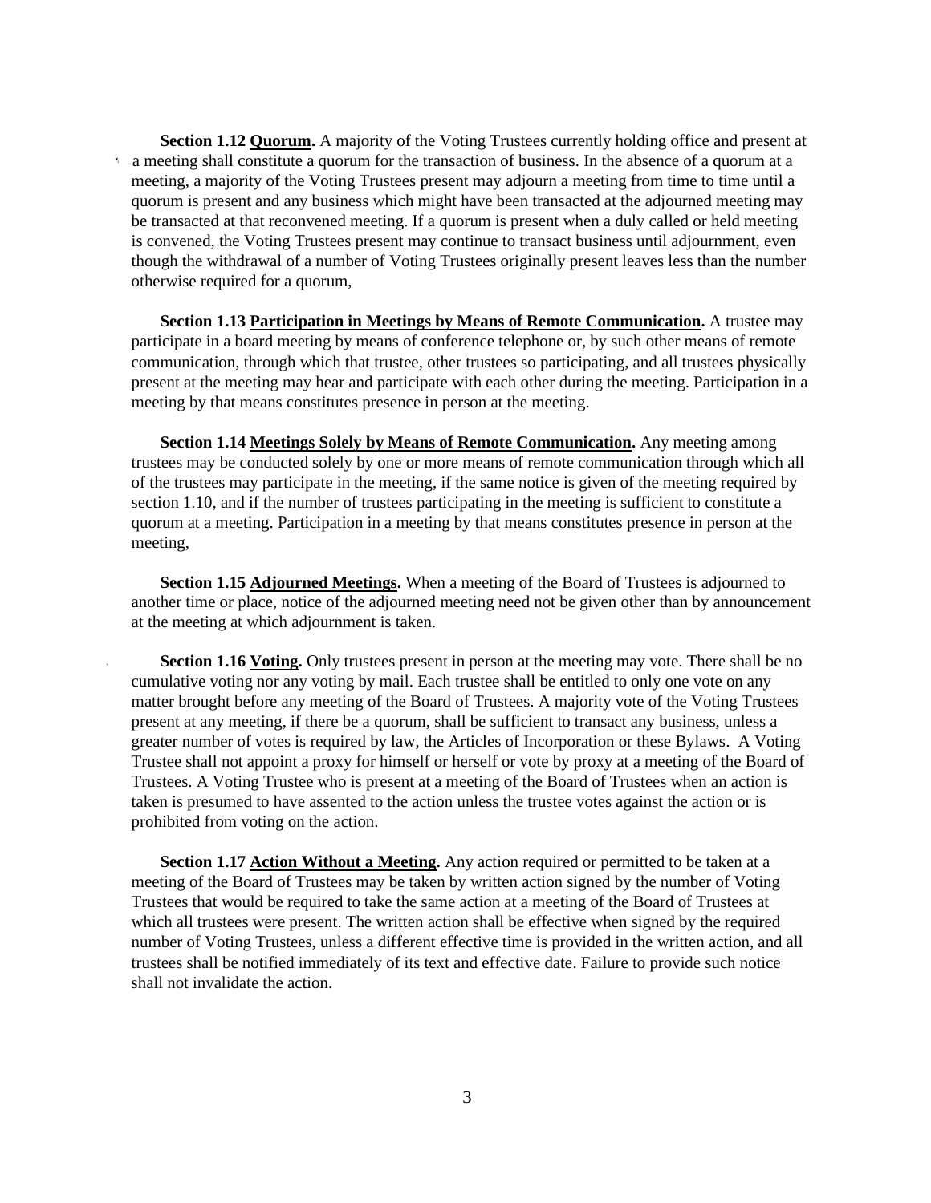**Section 1.12 Quorum.** A majority of the Voting Trustees currently holding office and present at a meeting shall constitute a quorum for the transaction of business. In the absence of a quorum at a meeting, a majority of the Voting Trustees present may adjourn a meeting from time to time until a quorum is present and any business which might have been transacted at the adjourned meeting may be transacted at that reconvened meeting. If a quorum is present when a duly called or held meeting is convened, the Voting Trustees present may continue to transact business until adjournment, even though the withdrawal of a number of Voting Trustees originally present leaves less than the number otherwise required for a quorum,

**Section 1.13 Participation in Meetings by Means of Remote Communication.** A trustee may participate in a board meeting by means of conference telephone or, by such other means of remote communication, through which that trustee, other trustees so participating, and all trustees physically present at the meeting may hear and participate with each other during the meeting. Participation in a meeting by that means constitutes presence in person at the meeting.

**Section 1.14 Meetings Solely by Means of Remote Communication.** Any meeting among trustees may be conducted solely by one or more means of remote communication through which all of the trustees may participate in the meeting, if the same notice is given of the meeting required by section 1.10, and if the number of trustees participating in the meeting is sufficient to constitute a quorum at a meeting. Participation in a meeting by that means constitutes presence in person at the meeting,

**Section 1.15 Adjourned Meetings.** When a meeting of the Board of Trustees is adjourned to another time or place, notice of the adjourned meeting need not be given other than by announcement at the meeting at which adjournment is taken.

**Section 1.16 Voting.** Only trustees present in person at the meeting may vote. There shall be no cumulative voting nor any voting by mail. Each trustee shall be entitled to only one vote on any matter brought before any meeting of the Board of Trustees. A majority vote of the Voting Trustees present at any meeting, if there be a quorum, shall be sufficient to transact any business, unless a greater number of votes is required by law, the Articles of Incorporation or these Bylaws. A Voting Trustee shall not appoint a proxy for himself or herself or vote by proxy at a meeting of the Board of Trustees. A Voting Trustee who is present at a meeting of the Board of Trustees when an action is taken is presumed to have assented to the action unless the trustee votes against the action or is prohibited from voting on the action.

**Section 1.17 Action Without a Meeting.** Any action required or permitted to be taken at a meeting of the Board of Trustees may be taken by written action signed by the number of Voting Trustees that would be required to take the same action at a meeting of the Board of Trustees at which all trustees were present. The written action shall be effective when signed by the required number of Voting Trustees, unless a different effective time is provided in the written action, and all trustees shall be notified immediately of its text and effective date. Failure to provide such notice shall not invalidate the action.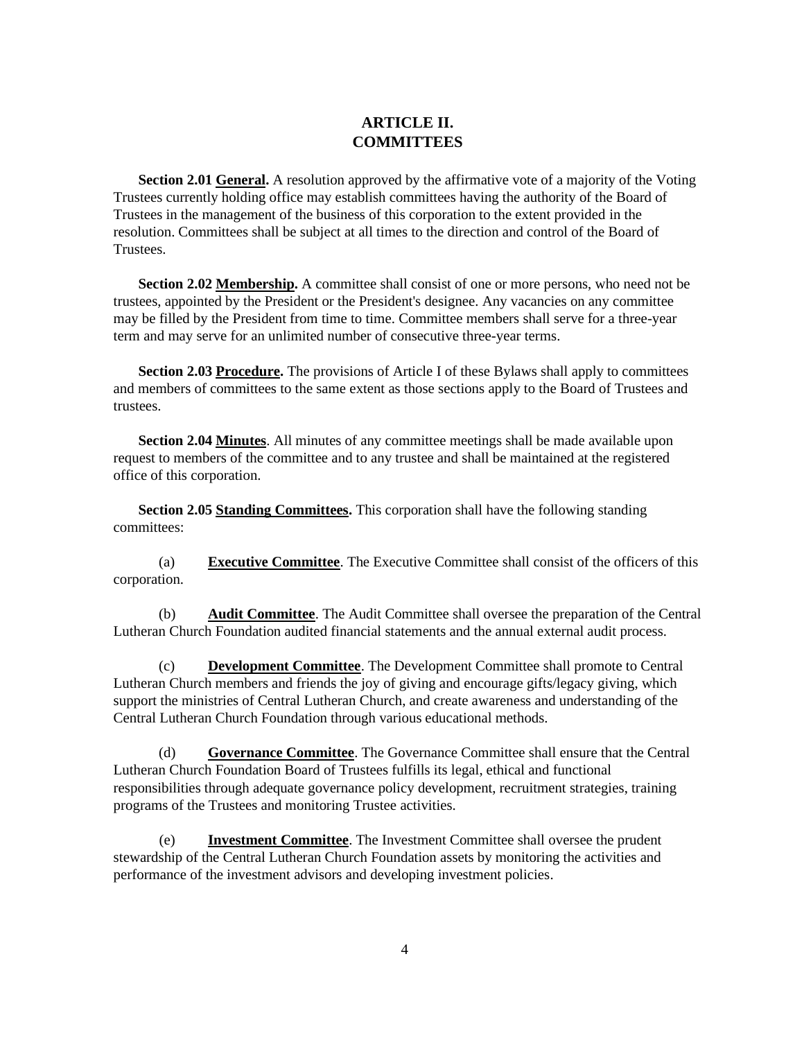# ARTICLE II.
# COMMITTEES

**Section 2.01 General.** A resolution approved by the affirmative vote of a majority of the Voting Trustees currently holding office may establish committees having the authority of the Board of Trustees in the management of the business of this corporation to the extent provided in the resolution. Committees shall be subject at all times to the direction and control of the Board of Trustees.

**Section 2.02 Membership.** A committee shall consist of one or more persons, who need not be trustees, appointed by the President or the President's designee. Any vacancies on any committee may be filled by the President from time to time. Committee members shall serve for a three-year term and may serve for an unlimited number of consecutive three-year terms.

**Section 2.03 Procedure.** The provisions of Article I of these Bylaws shall apply to committees and members of committees to the same extent as those sections apply to the Board of Trustees and trustees.

**Section 2.04 Minutes**. All minutes of any committee meetings shall be made available upon request to members of the committee and to any trustee and shall be maintained at the registered office of this corporation.

**Section 2.05 Standing Committees.** This corporation shall have the following standing committees:

(a) **Executive Committee**. The Executive Committee shall consist of the officers of this corporation.

(b) **Audit Committee**. The Audit Committee shall oversee the preparation of the Central Lutheran Church Foundation audited financial statements and the annual external audit process.

(c) **Development Committee**. The Development Committee shall promote to Central Lutheran Church members and friends the joy of giving and encourage gifts/legacy giving, which support the ministries of Central Lutheran Church, and create awareness and understanding of the Central Lutheran Church Foundation through various educational methods.

(d) **Governance Committee**. The Governance Committee shall ensure that the Central Lutheran Church Foundation Board of Trustees fulfills its legal, ethical and functional responsibilities through adequate governance policy development, recruitment strategies, training programs of the Trustees and monitoring Trustee activities.

(e) **Investment Committee**. The Investment Committee shall oversee the prudent stewardship of the Central Lutheran Church Foundation assets by monitoring the activities and performance of the investment advisors and developing investment policies.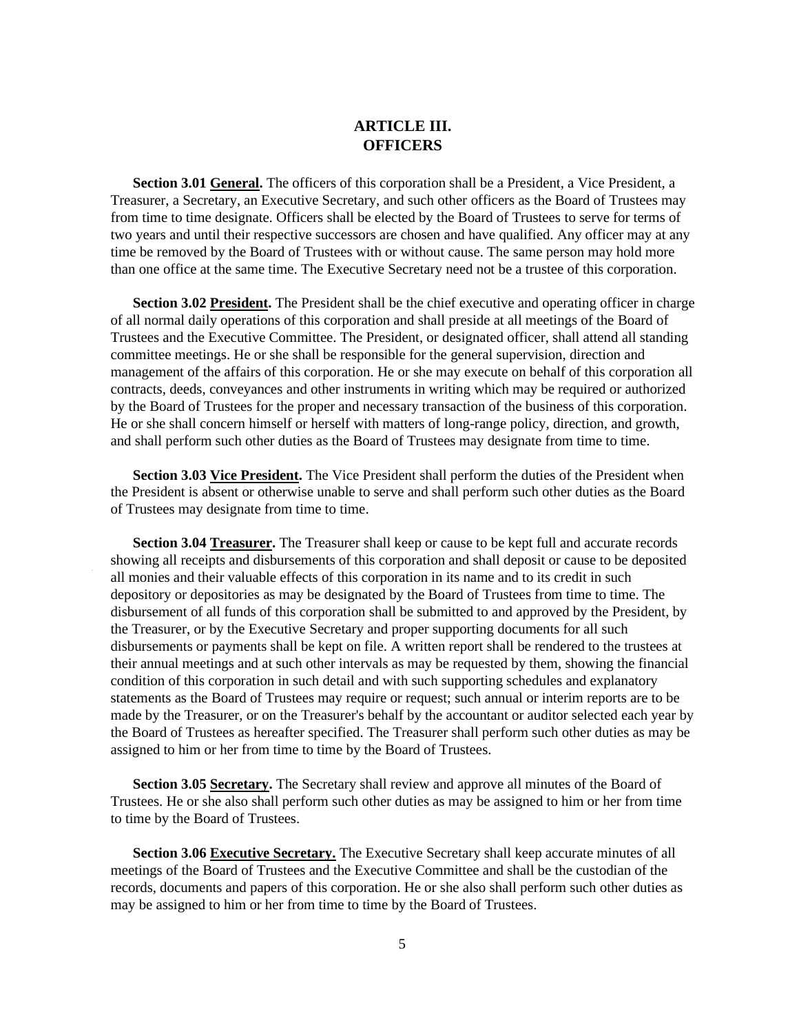# ARTICLE III.
# OFFICERS

**Section 3.01 <u>General</u>.** The officers of this corporation shall be a President, a Vice President, a Treasurer, a Secretary, an Executive Secretary, and such other officers as the Board of Trustees may from time to time designate. Officers shall be elected by the Board of Trustees to serve for terms of two years and until their respective successors are chosen and have qualified. Any officer may at any time be removed by the Board of Trustees with or without cause. The same person may hold more than one office at the same time. The Executive Secretary need not be a trustee of this corporation.

**Section 3.02 <u>President</u>.** The President shall be the chief executive and operating officer in charge of all normal daily operations of this corporation and shall preside at all meetings of the Board of Trustees and the Executive Committee. The President, or designated officer, shall attend all standing committee meetings. He or she shall be responsible for the general supervision, direction and management of the affairs of this corporation. He or she may execute on behalf of this corporation all contracts, deeds, conveyances and other instruments in writing which may be required or authorized by the Board of Trustees for the proper and necessary transaction of the business of this corporation. He or she shall concern himself or herself with matters of long-range policy, direction, and growth, and shall perform such other duties as the Board of Trustees may designate from time to time.

**Section 3.03 <u>Vice President</u>.** The Vice President shall perform the duties of the President when the President is absent or otherwise unable to serve and shall perform such other duties as the Board of Trustees may designate from time to time.

**Section 3.04 <u>Treasurer</u>.** The Treasurer shall keep or cause to be kept full and accurate records showing all receipts and disbursements of this corporation and shall deposit or cause to be deposited all monies and their valuable effects of this corporation in its name and to its credit in such depository or depositories as may be designated by the Board of Trustees from time to time. The disbursement of all funds of this corporation shall be submitted to and approved by the President, by the Treasurer, or by the Executive Secretary and proper supporting documents for all such disbursements or payments shall be kept on file. A written report shall be rendered to the trustees at their annual meetings and at such other intervals as may be requested by them, showing the financial condition of this corporation in such detail and with such supporting schedules and explanatory statements as the Board of Trustees may require or request; such annual or interim reports are to be made by the Treasurer, or on the Treasurer's behalf by the accountant or auditor selected each year by the Board of Trustees as hereafter specified. The Treasurer shall perform such other duties as may be assigned to him or her from time to time by the Board of Trustees.

**Section 3.05 <u>Secretary</u>.** The Secretary shall review and approve all minutes of the Board of Trustees. He or she also shall perform such other duties as may be assigned to him or her from time to time by the Board of Trustees.

**Section 3.06 <u>Executive Secretary</u>.** The Executive Secretary shall keep accurate minutes of all meetings of the Board of Trustees and the Executive Committee and shall be the custodian of the records, documents and papers of this corporation. He or she also shall perform such other duties as may be assigned to him or her from time to time by the Board of Trustees.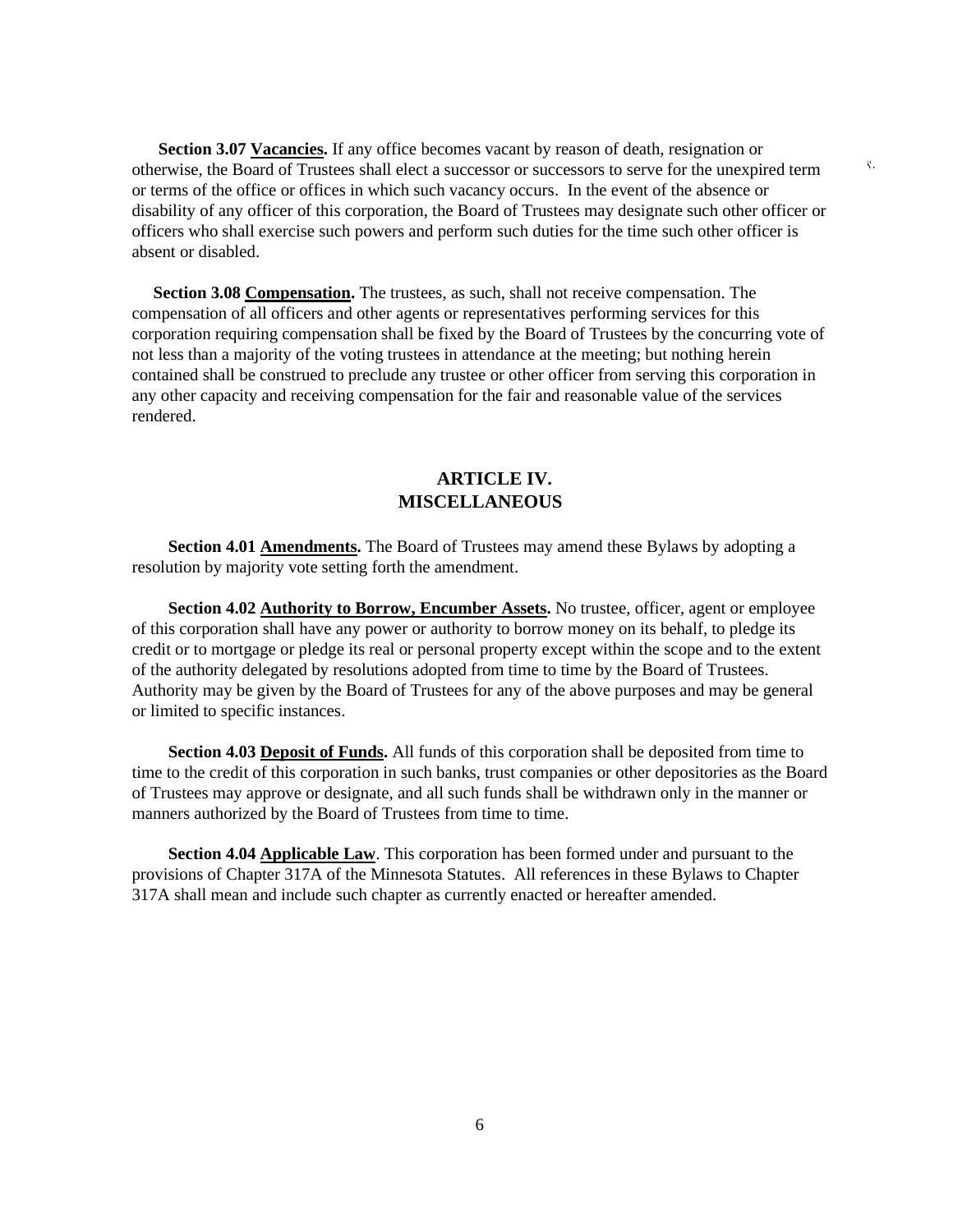**Section 3.07 Vacancies.** If any office becomes vacant by reason of death, resignation or otherwise, the Board of Trustees shall elect a successor or successors to serve for the unexpired term or terms of the office or offices in which such vacancy occurs. In the event of the absence or disability of any officer of this corporation, the Board of Trustees may designate such other officer or officers who shall exercise such powers and perform such duties for the time such other officer is absent or disabled.

**Section 3.08 Compensation.** The trustees, as such, shall not receive compensation. The compensation of all officers and other agents or representatives performing services for this corporation requiring compensation shall be fixed by the Board of Trustees by the concurring vote of not less than a majority of the voting trustees in attendance at the meeting; but nothing herein contained shall be construed to preclude any trustee or other officer from serving this corporation in any other capacity and receiving compensation for the fair and reasonable value of the services rendered.

## ARTICLE IV. MISCELLANEOUS

**Section 4.01 Amendments.** The Board of Trustees may amend these Bylaws by adopting a resolution by majority vote setting forth the amendment.

**Section 4.02 Authority to Borrow, Encumber Assets.** No trustee, officer, agent or employee of this corporation shall have any power or authority to borrow money on its behalf, to pledge its credit or to mortgage or pledge its real or personal property except within the scope and to the extent of the authority delegated by resolutions adopted from time to time by the Board of Trustees. Authority may be given by the Board of Trustees for any of the above purposes and may be general or limited to specific instances.

**Section 4.03 Deposit of Funds.** All funds of this corporation shall be deposited from time to time to the credit of this corporation in such banks, trust companies or other depositories as the Board of Trustees may approve or designate, and all such funds shall be withdrawn only in the manner or manners authorized by the Board of Trustees from time to time.

**Section 4.04 Applicable Law**. This corporation has been formed under and pursuant to the provisions of Chapter 317A of the Minnesota Statutes. All references in these Bylaws to Chapter 317A shall mean and include such chapter as currently enacted or hereafter amended.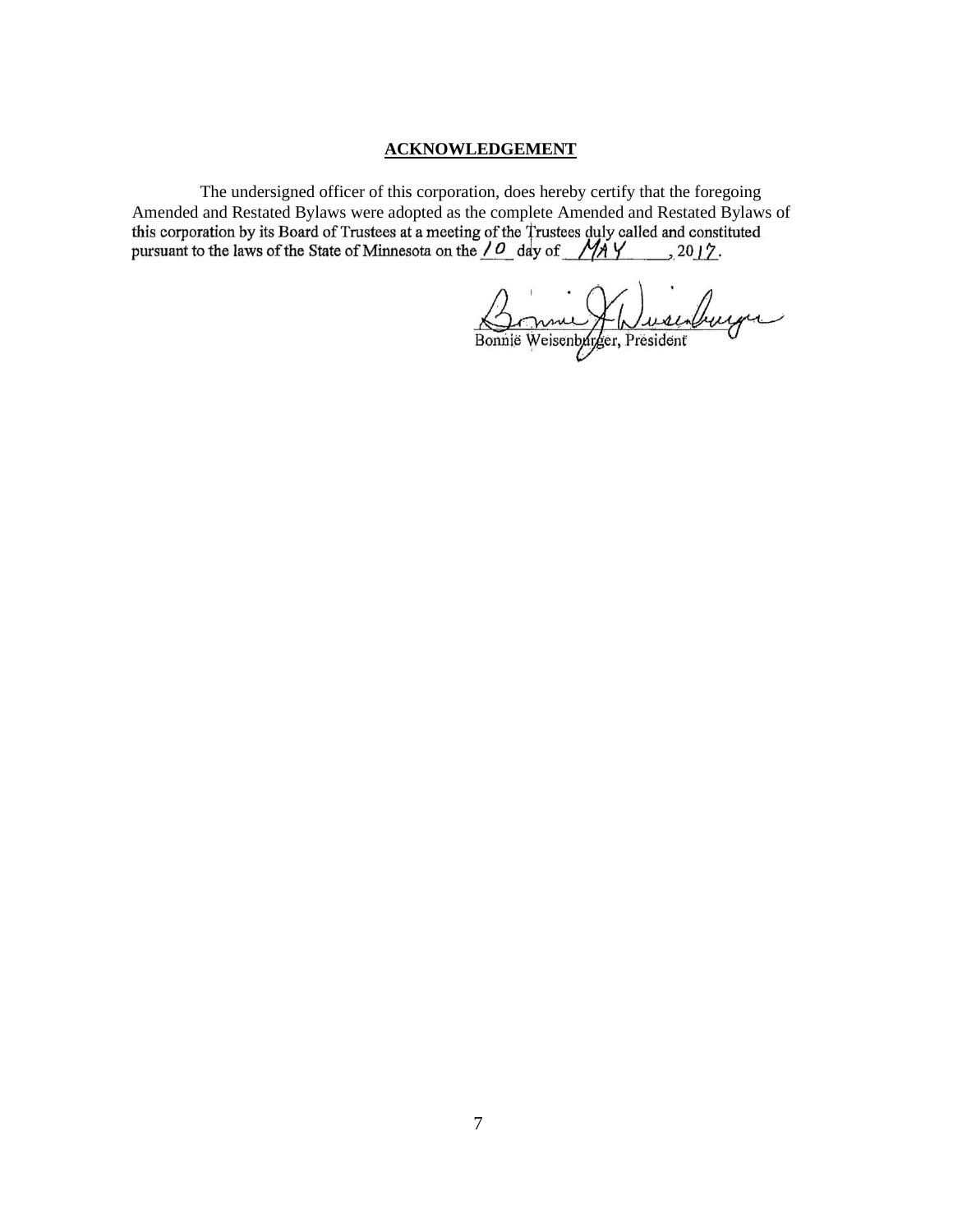**ACKNOWLEDGEMENT**

The undersigned officer of this corporation, does hereby certify that the foregoing Amended and Restated Bylaws were adopted as the complete Amended and Restated Bylaws of this corporation by its Board of Trustees at a meeting of the Trustees duly called and constituted pursuant to the laws of the State of Minnesota on the 10 day of MAY, 2017.

Bonnie Weisenburger, President